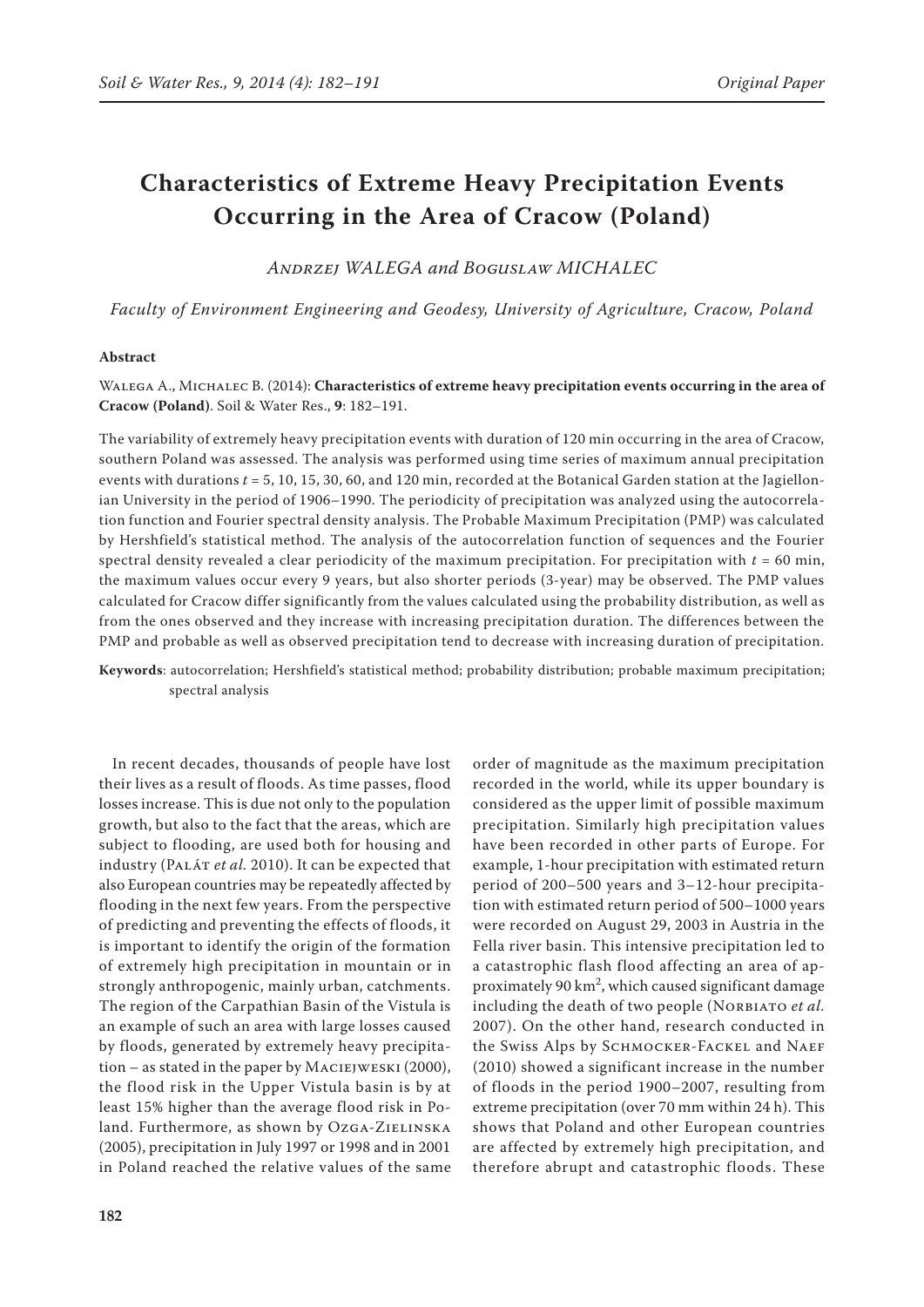# Characteristics of Extreme Heavy Precipitation Events Occurring in the Area of Cracow (Poland)

*Andrzej WALEGA and Boguslaw MICHALEC*

*Faculty of Environment Engineering and Geodesy, University of Agriculture, Cracow, Poland*

**Abstract**

Walega A., Michalec B. (2014): **Characteristics of extreme heavy precipitation events occurring in the area of Cracow (Poland)**. Soil & Water Res., **9**: 182–191.

The variability of extremely heavy precipitation events with duration of 120 min occurring in the area of Cracow, southern Poland was assessed. The analysis was performed using time series of maximum annual precipitation events with durations $t$ = 5, 10, 15, 30, 60, and 120 min, recorded at the Botanical Garden station at the Jagiellonian University in the period of 1906–1990. The periodicity of precipitation was analyzed using the autocorrelation function and Fourier spectral density analysis. The Probable Maximum Precipitation (PMP) was calculated by Hershfield's statistical method. The analysis of the autocorrelation function of sequences and the Fourier spectral density revealed a clear periodicity of the maximum precipitation. For precipitation with $t$ = 60 min, the maximum values occur every 9 years, but also shorter periods (3-year) may be observed. The PMP values calculated for Cracow differ significantly from the values calculated using the probability distribution, as well as from the ones observed and they increase with increasing precipitation duration. The differences between the PMP and probable as well as observed precipitation tend to decrease with increasing duration of precipitation.

**Keywords**: autocorrelation; Hershfield's statistical method; probability distribution; probable maximum precipitation; spectral analysis

In recent decades, thousands of people have lost their lives as a result of floods. As time passes, flood losses increase. This is due not only to the population growth, but also to the fact that the areas, which are subject to flooding, are used both for housing and industry (Palát *et al.* 2010). It can be expected that also European countries may be repeatedly affected by flooding in the next few years. From the perspective of predicting and preventing the effects of floods, it is important to identify the origin of the formation of extremely high precipitation in mountain or in strongly anthropogenic, mainly urban, catchments. The region of the Carpathian Basin of the Vistula is an example of such an area with large losses caused by floods, generated by extremely heavy precipitation – as stated in the paper by Maciejweski (2000), the flood risk in the Upper Vistula basin is by at least 15% higher than the average flood risk in Poland. Furthermore, as shown by Ozga-Zielinska (2005), precipitation in July 1997 or 1998 and in 2001 in Poland reached the relative values of the same order of magnitude as the maximum precipitation recorded in the world, while its upper boundary is considered as the upper limit of possible maximum precipitation. Similarly high precipitation values have been recorded in other parts of Europe. For example, 1-hour precipitation with estimated return period of 200–500 years and 3–12-hour precipitation with estimated return period of 500–1000 years were recorded on August 29, 2003 in Austria in the Fella river basin. This intensive precipitation led to a catastrophic flash flood affecting an area of approximately 90 km$^2$, which caused significant damage including the death of two people (Norbiato *et al.* 2007). On the other hand, research conducted in the Swiss Alps by Schmocker-Fackel and Naef (2010) showed a significant increase in the number of floods in the period 1900–2007, resulting from extreme precipitation (over 70 mm within 24 h). This shows that Poland and other European countries are affected by extremely high precipitation, and therefore abrupt and catastrophic floods. These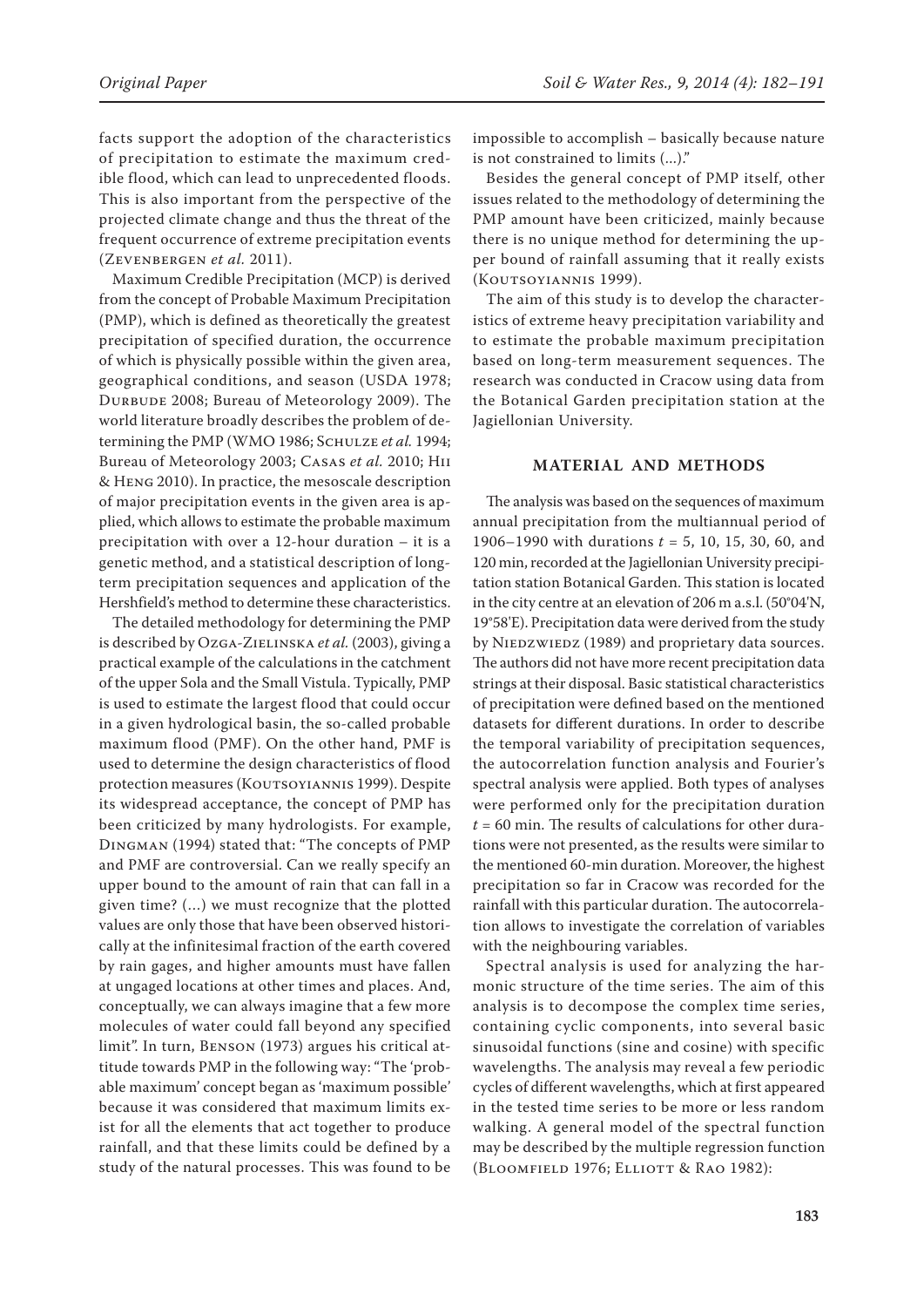facts support the adoption of the characteristics of precipitation to estimate the maximum credible flood, which can lead to unprecedented floods. This is also important from the perspective of the projected climate change and thus the threat of the frequent occurrence of extreme precipitation events (Zevenbergen *et al.* 2011).

Maximum Credible Precipitation (MCP) is derived from the concept of Probable Maximum Precipitation (PMP), which is defined as theoretically the greatest precipitation of specified duration, the occurrence of which is physically possible within the given area, geographical conditions, and season (USDA 1978; Durbude 2008; Bureau of Meteorology 2009). The world literature broadly describes the problem of determining the PMP (WMO 1986; Schulze *et al.* 1994; Bureau of Meteorology 2003; Casas *et al.* 2010; Hii & Heng 2010). In practice, the mesoscale description of major precipitation events in the given area is applied, which allows to estimate the probable maximum precipitation with over a 12-hour duration – it is a genetic method, and a statistical description of long-term precipitation sequences and application of the Hershfield's method to determine these characteristics.

The detailed methodology for determining the PMP is described by Ozga-Zielinska *et al.* (2003), giving a practical example of the calculations in the catchment of the upper Sola and the Small Vistula. Typically, PMP is used to estimate the largest flood that could occur in a given hydrological basin, the so-called probable maximum flood (PMF). On the other hand, PMF is used to determine the design characteristics of flood protection measures (Koutsoyiannis 1999). Despite its widespread acceptance, the concept of PMP has been criticized by many hydrologists. For example, Dingman (1994) stated that: "The concepts of PMP and PMF are controversial. Can we really specify an upper bound to the amount of rain that can fall in a given time? (...) we must recognize that the plotted values are only those that have been observed historically at the infinitesimal fraction of the earth covered by rain gages, and higher amounts must have fallen at ungaged locations at other times and places. And, conceptually, we can always imagine that a few more molecules of water could fall beyond any specified limit". In turn, Benson (1973) argues his critical attitude towards PMP in the following way: "The 'probable maximum' concept began as 'maximum possible' because it was considered that maximum limits exist for all the elements that act together to produce rainfall, and that these limits could be defined by a study of the natural processes. This was found to be impossible to accomplish – basically because nature is not constrained to limits (...)."

Besides the general concept of PMP itself, other issues related to the methodology of determining the PMP amount have been criticized, mainly because there is no unique method for determining the upper bound of rainfall assuming that it really exists (Koutsoyiannis 1999).

The aim of this study is to develop the characteristics of extreme heavy precipitation variability and to estimate the probable maximum precipitation based on long-term measurement sequences. The research was conducted in Cracow using data from the Botanical Garden precipitation station at the Jagiellonian University.

## MATERIAL AND METHODS

The analysis was based on the sequences of maximum annual precipitation from the multiannual period of 1906–1990 with durations $t$ = 5, 10, 15, 30, 60, and 120 min, recorded at the Jagiellonian University precipitation station Botanical Garden. This station is located in the city centre at an elevation of 206 m a.s.l. (50°04'N, 19°58'E). Precipitation data were derived from the study by Niedzwiedz (1989) and proprietary data sources. The authors did not have more recent precipitation data strings at their disposal. Basic statistical characteristics of precipitation were defined based on the mentioned datasets for different durations. In order to describe the temporal variability of precipitation sequences, the autocorrelation function analysis and Fourier's spectral analysis were applied. Both types of analyses were performed only for the precipitation duration $t$ = 60 min. The results of calculations for other durations were not presented, as the results were similar to the mentioned 60-min duration. Moreover, the highest precipitation so far in Cracow was recorded for the rainfall with this particular duration. The autocorrelation allows to investigate the correlation of variables with the neighbouring variables.

Spectral analysis is used for analyzing the harmonic structure of the time series. The aim of this analysis is to decompose the complex time series, containing cyclic components, into several basic sinusoidal functions (sine and cosine) with specific wavelengths. The analysis may reveal a few periodic cycles of different wavelengths, which at first appeared in the tested time series to be more or less random walking. A general model of the spectral function may be described by the multiple regression function (Bloomfield 1976; Elliott & Rao 1982):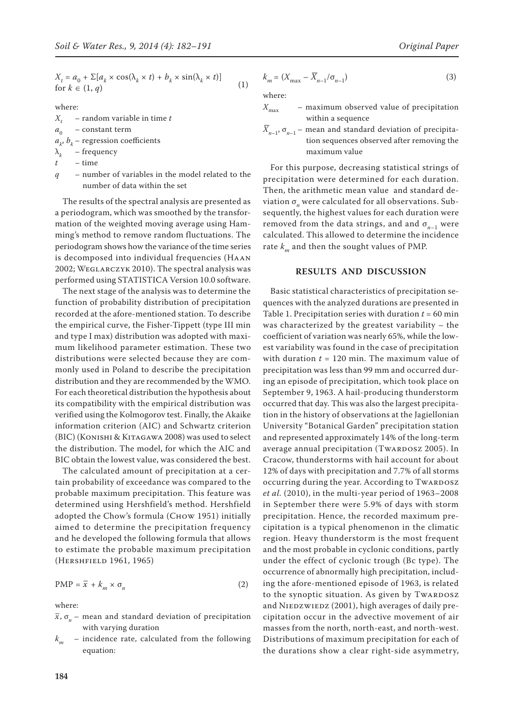$$X_t = a_0 + \Sigma[a_k \times \cos(\lambda_k \times t) + b_k \times \sin(\lambda_k \times t)]$$
$$\text{for } k \in (1, q) \tag{1}$$

where:

$X_t$ – random variable in time $t$

$a_0$ – constant term

$a_k$, $b_k$ – regression coefficients

$\lambda_k$ – frequency

$t$ – time

$q$ – number of variables in the model related to the number of data within the set

The results of the spectral analysis are presented as a periodogram, which was smoothed by the transformation of the weighted moving average using Hamming's method to remove random fluctuations. The periodogram shows how the variance of the time series is decomposed into individual frequencies (Haan 2002; Weglarczyk 2010). The spectral analysis was performed using STATISTICA Version 10.0 software.

The next stage of the analysis was to determine the function of probability distribution of precipitation recorded at the afore-mentioned station. To describe the empirical curve, the Fisher-Tippett (type III min and type I max) distribution was adopted with maximum likelihood parameter estimation. These two distributions were selected because they are commonly used in Poland to describe the precipitation distribution and they are recommended by the WMO. For each theoretical distribution the hypothesis about its compatibility with the empirical distribution was verified using the Kolmogorov test. Finally, the Akaike information criterion (AIC) and Schwartz criterion (BIC) (Konishi & Kitagawa 2008) was used to select the distribution. The model, for which the AIC and BIC obtain the lowest value, was considered the best.

The calculated amount of precipitation at a certain probability of exceedance was compared to the probable maximum precipitation. This feature was determined using Hershfield's method. Hershfield adopted the Chow's formula (Chow 1951) initially aimed to determine the precipitation frequency and he developed the following formula that allows to estimate the probable maximum precipitation (Hershfield 1961, 1965)

$$\text{PMP} = \bar{x} + k_m \times \sigma_n \tag{2}$$

where:

$\bar{x}$, $\sigma_n$ – mean and standard deviation of precipitation with varying duration

$k_m$ – incidence rate, calculated from the following equation:

$$k_m = (X_{\max} - \bar{X}_{n-1}/\sigma_{n-1}) \tag{3}$$

where:

$X_{\max}$ – maximum observed value of precipitation within a sequence

$\bar{X}_{n-1}$, $\sigma_{n-1}$ – mean and standard deviation of precipitation sequences observed after removing the maximum value

For this purpose, decreasing statistical strings of precipitation were determined for each duration. Then, the arithmetic mean value and standard deviation $\sigma_n$ were calculated for all observations. Subsequently, the highest values for each duration were removed from the data strings, and and $\sigma_{n-1}$ were calculated. This allowed to determine the incidence rate $k_m$ and then the sought values of PMP.

## RESULTS AND DISCUSSION

Basic statistical characteristics of precipitation sequences with the analyzed durations are presented in Table 1. Precipitation series with duration $t = 60$ min was characterized by the greatest variability – the coefficient of variation was nearly 65%, while the lowest variability was found in the case of precipitation with duration $t = 120$ min. The maximum value of precipitation was less than 99 mm and occurred during an episode of precipitation, which took place on September 9, 1963. A hail-producing thunderstorm occurred that day. This was also the largest precipitation in the history of observations at the Jagiellonian University "Botanical Garden" precipitation station and represented approximately 14% of the long-term average annual precipitation (Twardosz 2005). In Cracow, thunderstorms with hail account for about 12% of days with precipitation and 7.7% of all storms occurring during the year. According to Twardosz *et al.* (2010), in the multi-year period of 1963–2008 in September there were 5.9% of days with storm precipitation. Hence, the recorded maximum precipitation is a typical phenomenon in the climatic region. Heavy thunderstorm is the most frequent and the most probable in cyclonic conditions, partly under the effect of cyclonic trough (Bc type). The occurrence of abnormally high precipitation, including the afore-mentioned episode of 1963, is related to the synoptic situation. As given by Twardosz and Niedzwiedz (2001), high averages of daily precipitation occur in the advective movement of air masses from the north, north-east, and north-west. Distributions of maximum precipitation for each of the durations show a clear right-side asymmetry,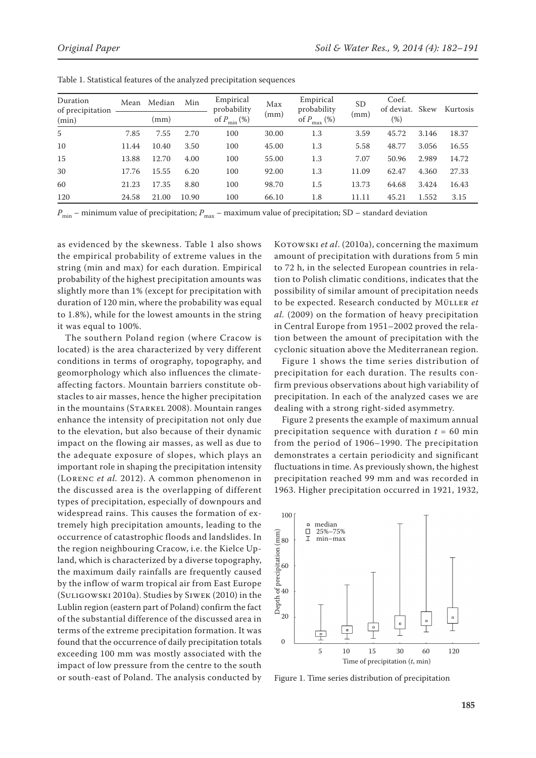Table 1. Statistical features of the analyzed precipitation sequences

| Duration of precipitation (min) | Mean | Median | Min | Empirical probability of $P_{min}$ (%) | Max (mm) | Empirical probability of $P_{max}$ (%) | SD (mm) | Coef. of deviat. (%) | Skew | Kurtosis |
|---|---|---|---|---|---|---|---|---|---|---|
| | (mm) | | | | | | | | | |
| 5 | 7.85 | 7.55 | 2.70 | 100 | 30.00 | 1.3 | 3.59 | 45.72 | 3.146 | 18.37 |
| 10 | 11.44 | 10.40 | 3.50 | 100 | 45.00 | 1.3 | 5.58 | 48.77 | 3.056 | 16.55 |
| 15 | 13.88 | 12.70 | 4.00 | 100 | 55.00 | 1.3 | 7.07 | 50.96 | 2.989 | 14.72 |
| 30 | 17.76 | 15.55 | 6.20 | 100 | 92.00 | 1.3 | 11.09 | 62.47 | 4.360 | 27.33 |
| 60 | 21.23 | 17.35 | 8.80 | 100 | 98.70 | 1.5 | 13.73 | 64.68 | 3.424 | 16.43 |
| 120 | 24.58 | 21.00 | 10.90 | 100 | 66.10 | 1.8 | 11.11 | 45.21 | 1.552 | 3.15 |

$P_{min}$ – minimum value of precipitation; $P_{max}$ – maximum value of precipitation; SD – standard deviation

as evidenced by the skewness. Table 1 also shows the empirical probability of extreme values in the string (min and max) for each duration. Empirical probability of the highest precipitation amounts was slightly more than 1% (except for precipitation with duration of 120 min, where the probability was equal to 1.8%), while for the lowest amounts in the string it was equal to 100%.

The southern Poland region (where Cracow is located) is the area characterized by very different conditions in terms of orography, topography, and geomorphology which also influences the climate-affecting factors. Mountain barriers constitute obstacles to air masses, hence the higher precipitation in the mountains (Starkel 2008). Mountain ranges enhance the intensity of precipitation not only due to the elevation, but also because of their dynamic impact on the flowing air masses, as well as due to the adequate exposure of slopes, which plays an important role in shaping the precipitation intensity (Lorenc *et al.* 2012). A common phenomenon in the discussed area is the overlapping of different types of precipitation, especially of downpours and widespread rains. This causes the formation of extremely high precipitation amounts, leading to the occurrence of catastrophic floods and landslides. In the region neighbouring Cracow, i.e. the Kielce Upland, which is characterized by a diverse topography, the maximum daily rainfalls are frequently caused by the inflow of warm tropical air from East Europe (Suligowski 2010a). Studies by Siwek (2010) in the Lublin region (eastern part of Poland) confirm the fact of the substantial difference of the discussed area in terms of the extreme precipitation formation. It was found that the occurrence of daily precipitation totals exceeding 100 mm was mostly associated with the impact of low pressure from the centre to the south or south-east of Poland. The analysis conducted by Kotowski *et al.* (2010a), concerning the maximum amount of precipitation with durations from 5 min to 72 h, in the selected European countries in relation to Polish climatic conditions, indicates that the possibility of similar amount of precipitation needs to be expected. Research conducted by Müller *et al.* (2009) on the formation of heavy precipitation in Central Europe from 1951–2002 proved the relation between the amount of precipitation with the cyclonic situation above the Mediterranean region.

Figure 1 shows the time series distribution of precipitation for each duration. The results confirm previous observations about high variability of precipitation. In each of the analyzed cases we are dealing with a strong right-sided asymmetry.

Figure 2 presents the example of maximum annual precipitation sequence with duration $t$ = 60 min from the period of 1906–1990. The precipitation demonstrates a certain periodicity and significant fluctuations in time. As previously shown, the highest precipitation reached 99 mm and was recorded in 1963. Higher precipitation occurred in 1921, 1932,

Figure 1. Time series distribution of precipitation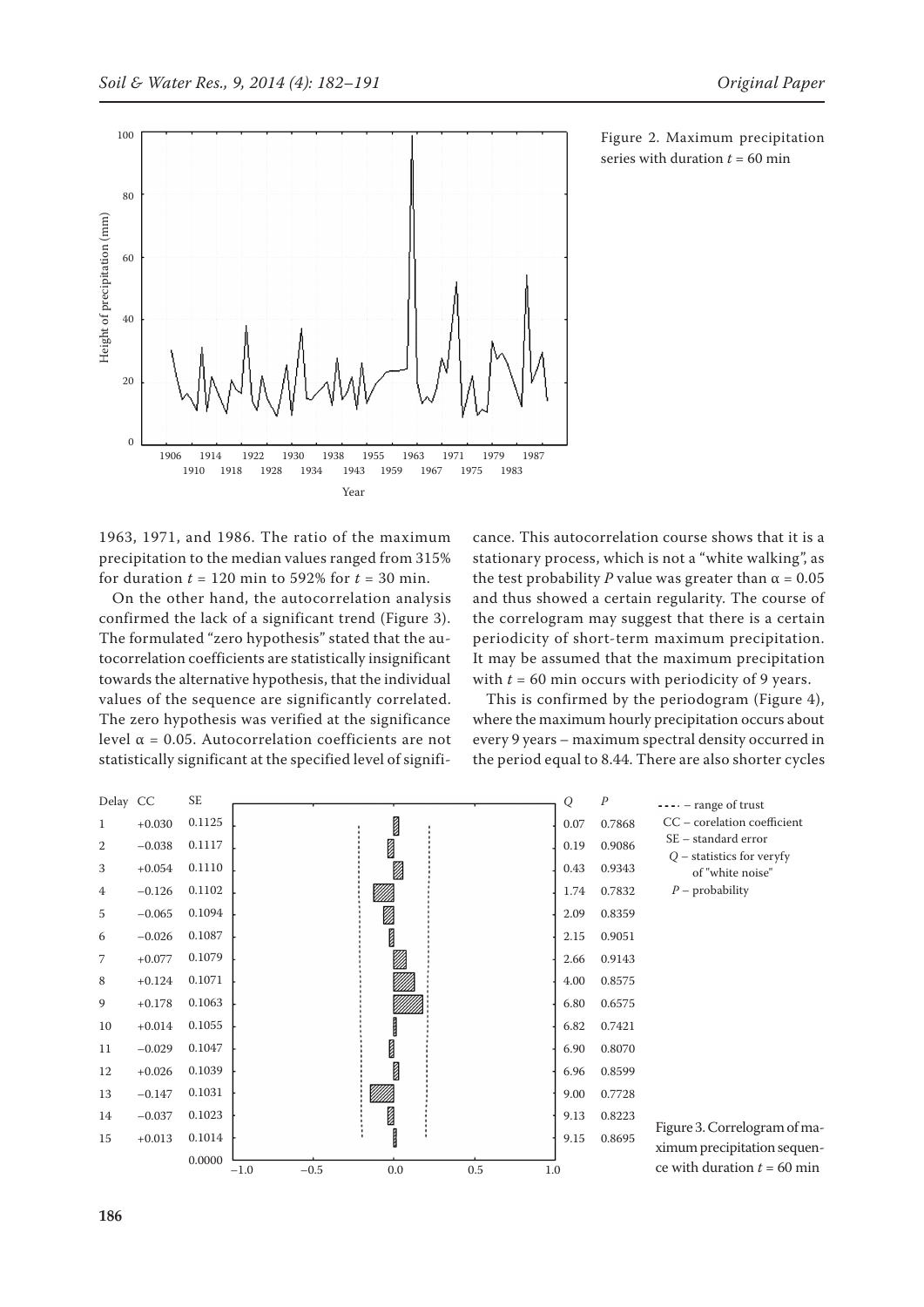Figure 2. Maximum precipitation series with duration $t$ = 60 min

1963, 1971, and 1986. The ratio of the maximum precipitation to the median values ranged from 315% for duration $t$ = 120 min to 592% for $t$ = 30 min.

On the other hand, the autocorrelation analysis confirmed the lack of a significant trend (Figure 3). The formulated "zero hypothesis" stated that the autocorrelation coefficients are statistically insignificant towards the alternative hypothesis, that the individual values of the sequence are significantly correlated. The zero hypothesis was verified at the significance level $\alpha$ = 0.05. Autocorrelation coefficients are not statistically significant at the specified level of significance. This autocorrelation course shows that it is a stationary process, which is not a "white walking", as the test probability $P$ value was greater than $\alpha$ = 0.05 and thus showed a certain regularity. The course of the correlogram may suggest that there is a certain periodicity of short-term maximum precipitation. It may be assumed that the maximum precipitation with $t$ = 60 min occurs with periodicity of 9 years.

This is confirmed by the periodogram (Figure 4), where the maximum hourly precipitation occurs about every 9 years – maximum spectral density occurred in the period equal to 8.44. There are also shorter cycles

| Delay | CC | SE | Q | P |
|---|---|---|---|---|
| 1 | +0.030 | 0.1125 | 0.07 | 0.7868 |
| 2 | −0.038 | 0.1117 | 0.19 | 0.9086 |
| 3 | +0.054 | 0.1110 | 0.43 | 0.9343 |
| 4 | −0.126 | 0.1102 | 1.74 | 0.7832 |
| 5 | −0.065 | 0.1094 | 2.09 | 0.8359 |
| 6 | −0.026 | 0.1087 | 2.15 | 0.9051 |
| 7 | +0.077 | 0.1079 | 2.66 | 0.9143 |
| 8 | +0.124 | 0.1071 | 4.00 | 0.8575 |
| 9 | +0.178 | 0.1063 | 6.80 | 0.6575 |
| 10 | +0.014 | 0.1055 | 6.82 | 0.7421 |
| 11 | −0.029 | 0.1047 | 6.90 | 0.8070 |
| 12 | +0.026 | 0.1039 | 6.96 | 0.8599 |
| 13 | −0.147 | 0.1031 | 9.00 | 0.7728 |
| 14 | −0.037 | 0.1023 | 9.13 | 0.8223 |
| 15 | +0.013 | 0.1014 | 9.15 | 0.8695 |
| | | 0.0000 | | |

- - - – range of trust
CC – corelation coefficient
SE – standard error
$Q$ – statistics for veryfy of "white noise"
$P$ – probability

Figure 3. Correlogram of maximum precipitation sequence with duration $t$ = 60 min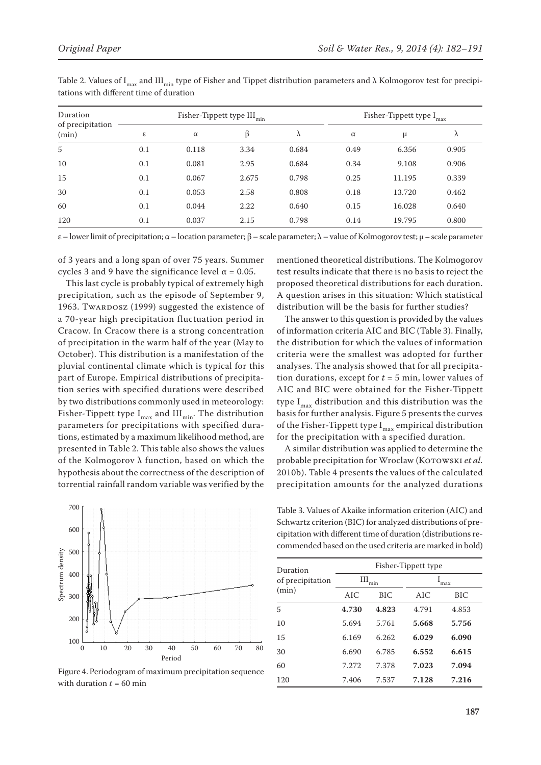Table 2. Values of $I_{max}$ and $III_{min}$ type of Fisher and Tippet distribution parameters and λ Kolmogorov test for precipitations with different time of duration

| Duration of precipitation (min) | Fisher-Tippett type $III_{min}$ | | | | Fisher-Tippett type $I_{max}$ | | |
|---|---|---|---|---|---|---|---|
| | ε | α | β | λ | α | μ | λ |
| 5 | 0.1 | 0.118 | 3.34 | 0.684 | 0.49 | 6.356 | 0.905 |
| 10 | 0.1 | 0.081 | 2.95 | 0.684 | 0.34 | 9.108 | 0.906 |
| 15 | 0.1 | 0.067 | 2.675 | 0.798 | 0.25 | 11.195 | 0.339 |
| 30 | 0.1 | 0.053 | 2.58 | 0.808 | 0.18 | 13.720 | 0.462 |
| 60 | 0.1 | 0.044 | 2.22 | 0.640 | 0.15 | 16.028 | 0.640 |
| 120 | 0.1 | 0.037 | 2.15 | 0.798 | 0.14 | 19.795 | 0.800 |

ε – lower limit of precipitation; α – location parameter; β – scale parameter; λ – value of Kolmogorov test; μ – scale parameter

of 3 years and a long span of over 75 years. Summer cycles 3 and 9 have the significance level $\alpha = 0.05$.

This last cycle is probably typical of extremely high precipitation, such as the episode of September 9, 1963. Twardosz (1999) suggested the existence of a 70-year high precipitation fluctuation period in Cracow. In Cracow there is a strong concentration of precipitation in the warm half of the year (May to October). This distribution is a manifestation of the pluvial continental climate which is typical for this part of Europe. Empirical distributions of precipitation series with specified durations were described by two distributions commonly used in meteorology: Fisher-Tippett type $I_{max}$ and $III_{min}$. The distribution parameters for precipitations with specified durations, estimated by a maximum likelihood method, are presented in Table 2. This table also shows the values of the Kolmogorov λ function, based on which the hypothesis about the correctness of the description of torrential rainfall random variable was verified by the mentioned theoretical distributions. The Kolmogorov test results indicate that there is no basis to reject the proposed theoretical distributions for each duration. A question arises in this situation: Which statistical distribution will be the basis for further studies?

The answer to this question is provided by the values of information criteria AIC and BIC (Table 3). Finally, the distribution for which the values of information criteria were the smallest was adopted for further analyses. The analysis showed that for all precipitation durations, except for $t = 5$ min, lower values of AIC and BIC were obtained for the Fisher-Tippett type $I_{max}$ distribution and this distribution was the basis for further analysis. Figure 5 presents the curves of the Fisher-Tippett type $I_{max}$ empirical distribution for the precipitation with a specified duration.

A similar distribution was applied to determine the probable precipitation for Wroclaw (Kotowski *et al.* 2010b). Table 4 presents the values of the calculated precipitation amounts for the analyzed durations

Figure 4. Periodogram of maximum precipitation sequence with duration $t = 60$ min

Table 3. Values of Akaike information criterion (AIC) and Schwartz criterion (BIC) for analyzed distributions of precipitation with different time of duration (distributions recommended based on the used criteria are marked in bold)

| Duration of precipitation (min) | Fisher-Tippett type | | | |
|---|---|---|---|---|
| | $III_{min}$ | | $I_{max}$ | |
| | AIC | BIC | AIC | BIC |
| 5 | **4.730** | **4.823** | 4.791 | 4.853 |
| 10 | 5.694 | 5.761 | **5.668** | **5.756** |
| 15 | 6.169 | 6.262 | **6.029** | **6.090** |
| 30 | 6.690 | 6.785 | **6.552** | **6.615** |
| 60 | 7.272 | 7.378 | **7.023** | **7.094** |
| 120 | 7.406 | 7.537 | **7.128** | **7.216** |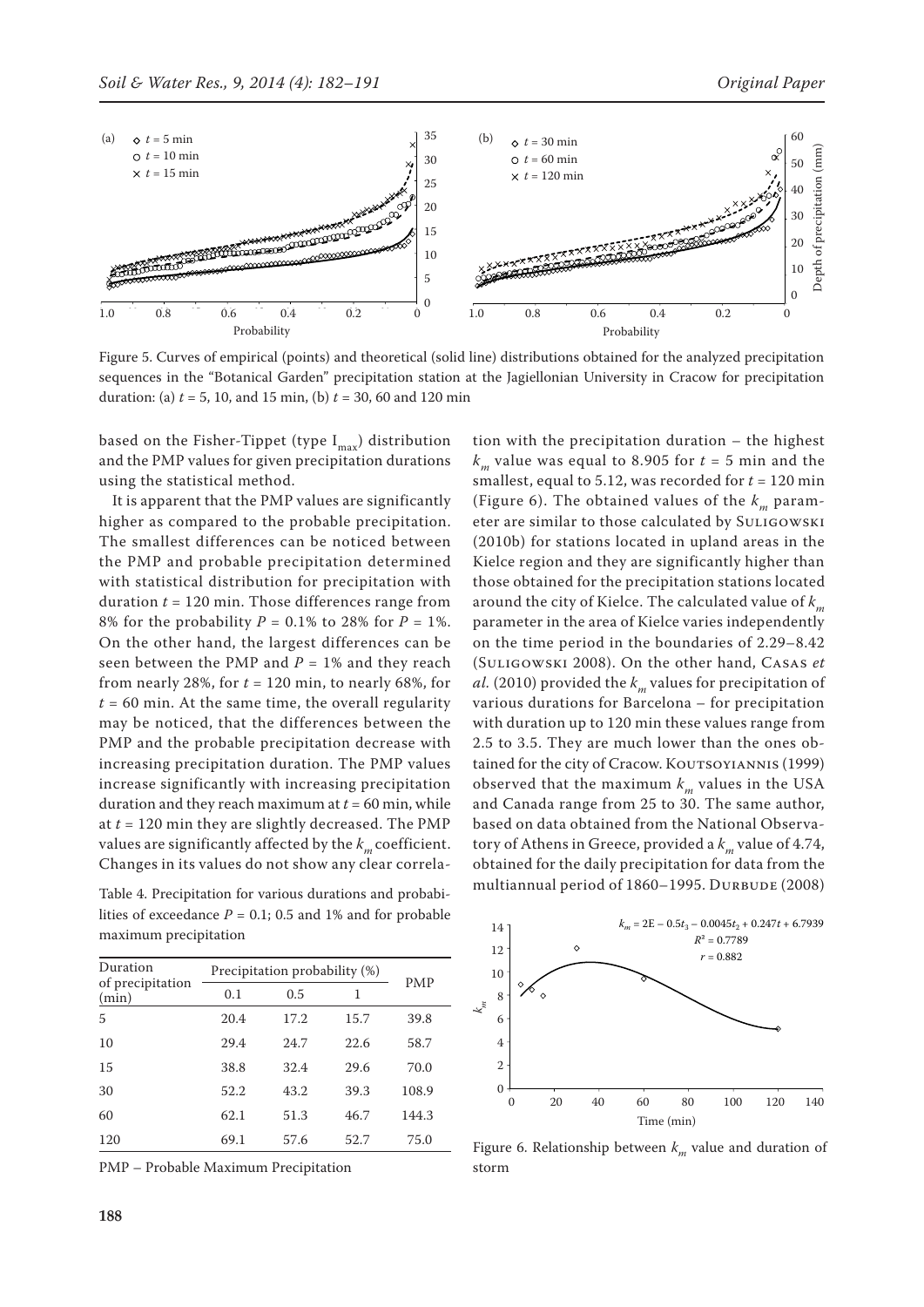Figure 5. Curves of empirical (points) and theoretical (solid line) distributions obtained for the analyzed precipitation sequences in the "Botanical Garden" precipitation station at the Jagiellonian University in Cracow for precipitation duration: (a) $t$ = 5, 10, and 15 min, (b) $t$ = 30, 60 and 120 min

based on the Fisher-Tippet (type $I_{max}$) distribution and the PMP values for given precipitation durations using the statistical method.

It is apparent that the PMP values are significantly higher as compared to the probable precipitation. The smallest differences can be noticed between the PMP and probable precipitation determined with statistical distribution for precipitation with duration $t$ = 120 min. Those differences range from 8% for the probability $P$ = 0.1% to 28% for $P$ = 1%. On the other hand, the largest differences can be seen between the PMP and $P$ = 1% and they reach from nearly 28%, for $t$ = 120 min, to nearly 68%, for $t$ = 60 min. At the same time, the overall regularity may be noticed, that the differences between the PMP and the probable precipitation decrease with increasing precipitation duration. The PMP values increase significantly with increasing precipitation duration and they reach maximum at $t$ = 60 min, while at $t$ = 120 min they are slightly decreased. The PMP values are significantly affected by the $k_m$ coefficient. Changes in its values do not show any clear correlation with the precipitation duration – the highest $k_m$ value was equal to 8.905 for $t$ = 5 min and the smallest, equal to 5.12, was recorded for $t$ = 120 min (Figure 6). The obtained values of the $k_m$ parameter are similar to those calculated by Suligowski (2010b) for stations located in upland areas in the Kielce region and they are significantly higher than those obtained for the precipitation stations located around the city of Kielce. The calculated value of $k_m$ parameter in the area of Kielce varies independently on the time period in the boundaries of 2.29–8.42 (Suligowski 2008). On the other hand, Casas *et al.* (2010) provided the $k_m$ values for precipitation of various durations for Barcelona – for precipitation with duration up to 120 min these values range from 2.5 to 3.5. They are much lower than the ones obtained for the city of Cracow. Koutsoyiannis (1999) observed that the maximum $k_m$ values in the USA and Canada range from 25 to 30. The same author, based on data obtained from the National Observatory of Athens in Greece, provided a $k_m$ value of 4.74, obtained for the daily precipitation for data from the multiannual period of 1860–1995. Durbude (2008)

Table 4. Precipitation for various durations and probabilities of exceedance $P$ = 0.1; 0.5 and 1% and for probable maximum precipitation

| Duration of precipitation (min) | Precipitation probability (%) | | | PMP |
|---|---|---|---|---|
| | 0.1 | 0.5 | 1 | |
| 5 | 20.4 | 17.2 | 15.7 | 39.8 |
| 10 | 29.4 | 24.7 | 22.6 | 58.7 |
| 15 | 38.8 | 32.4 | 29.6 | 70.0 |
| 30 | 52.2 | 43.2 | 39.3 | 108.9 |
| 60 | 62.1 | 51.3 | 46.7 | 144.3 |
| 120 | 69.1 | 57.6 | 52.7 | 75.0 |

PMP – Probable Maximum Precipitation

Figure 6. Relationship between $k_m$ value and duration of storm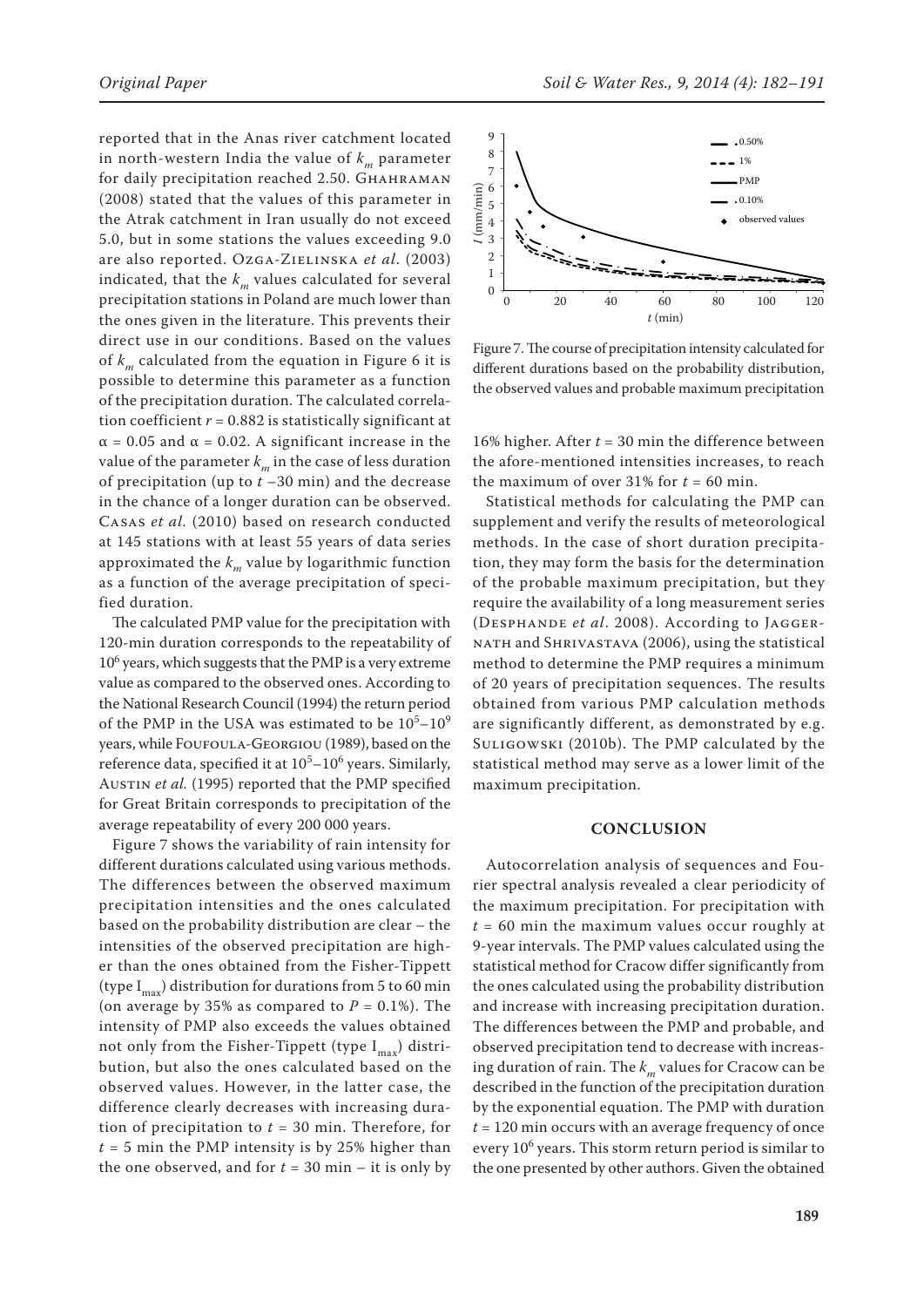reported that in the Anas river catchment located in north-western India the value of $k_m$ parameter for daily precipitation reached 2.50. Ghahraman (2008) stated that the values of this parameter in the Atrak catchment in Iran usually do not exceed 5.0, but in some stations the values exceeding 9.0 are also reported. Ozga-Zielinska *et al*. (2003) indicated, that the $k_m$ values calculated for several precipitation stations in Poland are much lower than the ones given in the literature. This prevents their direct use in our conditions. Based on the values of $k_m$ calculated from the equation in Figure 6 it is possible to determine this parameter as a function of the precipitation duration. The calculated correlation coefficient $r = 0.882$ is statistically significant at $\alpha = 0.05$ and $\alpha = 0.02$. A significant increase in the value of the parameter $k_m$ in the case of less duration of precipitation (up to $t$ –30 min) and the decrease in the chance of a longer duration can be observed. Casas *et al*. (2010) based on research conducted at 145 stations with at least 55 years of data series approximated the $k_m$ value by logarithmic function as a function of the average precipitation of specified duration.

The calculated PMP value for the precipitation with 120-min duration corresponds to the repeatability of $10^6$ years, which suggests that the PMP is a very extreme value as compared to the observed ones. According to the National Research Council (1994) the return period of the PMP in the USA was estimated to be $10^5$–$10^9$ years, while Foufoula-Georgiou (1989), based on the reference data, specified it at $10^5$–$10^6$ years. Similarly, Austin *et al.* (1995) reported that the PMP specified for Great Britain corresponds to precipitation of the average repeatability of every 200 000 years.

Figure 7 shows the variability of rain intensity for different durations calculated using various methods. The differences between the observed maximum precipitation intensities and the ones calculated based on the probability distribution are clear – the intensities of the observed precipitation are higher than the ones obtained from the Fisher-Tippett (type $I_{max}$) distribution for durations from 5 to 60 min (on average by 35% as compared to $P = 0.1\%$). The intensity of PMP also exceeds the values obtained not only from the Fisher-Tippett (type $I_{max}$) distribution, but also the ones calculated based on the observed values. However, in the latter case, the difference clearly decreases with increasing duration of precipitation to $t = 30$ min. Therefore, for $t = 5$ min the PMP intensity is by 25% higher than the one observed, and for $t = 30$ min – it is only by 16% higher. After $t = 30$ min the difference between the afore-mentioned intensities increases, to reach the maximum of over 31% for $t = 60$ min.

Figure 7. The course of precipitation intensity calculated for different durations based on the probability distribution, the observed values and probable maximum precipitation

Statistical methods for calculating the PMP can supplement and verify the results of meteorological methods. In the case of short duration precipitation, they may form the basis for the determination of the probable maximum precipitation, but they require the availability of a long measurement series (Desphande *et al*. 2008). According to Jaggernath and Shrivastava (2006), using the statistical method to determine the PMP requires a minimum of 20 years of precipitation sequences. The results obtained from various PMP calculation methods are significantly different, as demonstrated by e.g. Suligowski (2010b). The PMP calculated by the statistical method may serve as a lower limit of the maximum precipitation.

## CONCLUSION

Autocorrelation analysis of sequences and Fourier spectral analysis revealed a clear periodicity of the maximum precipitation. For precipitation with $t = 60$ min the maximum values occur roughly at 9-year intervals. The PMP values calculated using the statistical method for Cracow differ significantly from the ones calculated using the probability distribution and increase with increasing precipitation duration. The differences between the PMP and probable, and observed precipitation tend to decrease with increasing duration of rain. The $k_m$ values for Cracow can be described in the function of the precipitation duration by the exponential equation. The PMP with duration $t = 120$ min occurs with an average frequency of once every $10^6$ years. This storm return period is similar to the one presented by other authors. Given the obtained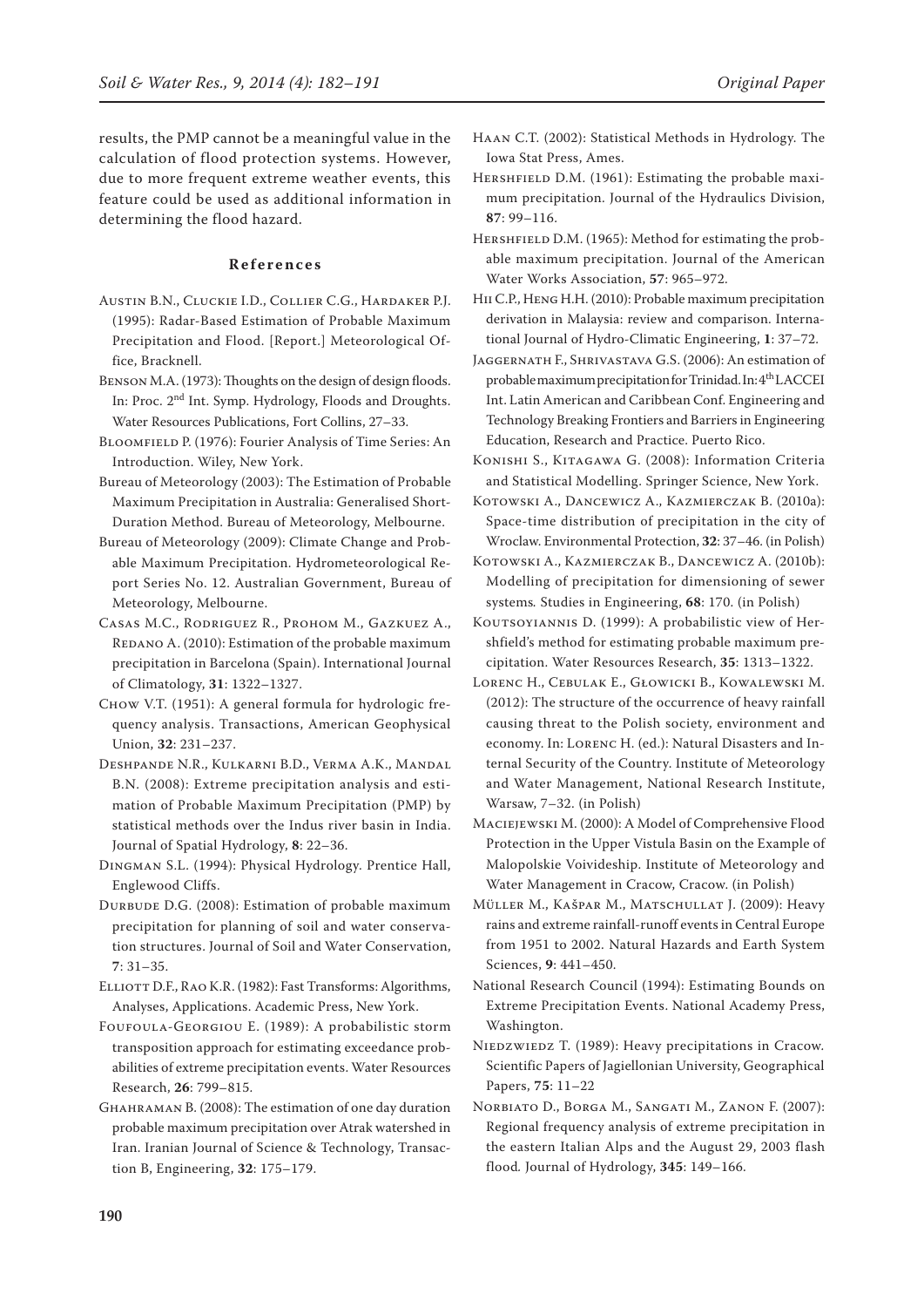results, the PMP cannot be a meaningful value in the calculation of flood protection systems. However, due to more frequent extreme weather events, this feature could be used as additional information in determining the flood hazard.

## References

Austin B.N., Cluckie I.D., Collier C.G., Hardaker P.J. (1995): Radar-Based Estimation of Probable Maximum Precipitation and Flood. [Report.] Meteorological Office, Bracknell.

Benson M.A. (1973): Thoughts on the design of design floods. In: Proc. 2nd Int. Symp. Hydrology, Floods and Droughts. Water Resources Publications, Fort Collins, 27–33.

Bloomfield P. (1976): Fourier Analysis of Time Series: An Introduction. Wiley, New York.

Bureau of Meteorology (2003): The Estimation of Probable Maximum Precipitation in Australia: Generalised Short-Duration Method. Bureau of Meteorology, Melbourne.

Bureau of Meteorology (2009): Climate Change and Probable Maximum Precipitation. Hydrometeorological Report Series No. 12. Australian Government, Bureau of Meteorology, Melbourne.

Casas M.C., Rodriguez R., Prohom M., Gazkuez A., Redano A. (2010): Estimation of the probable maximum precipitation in Barcelona (Spain). International Journal of Climatology, **31**: 1322–1327.

Chow V.T. (1951): A general formula for hydrologic frequency analysis. Transactions, American Geophysical Union, **32**: 231–237.

Deshpande N.R., Kulkarni B.D., Verma A.K., Mandal B.N. (2008): Extreme precipitation analysis and estimation of Probable Maximum Precipitation (PMP) by statistical methods over the Indus river basin in India. Journal of Spatial Hydrology, **8**: 22–36.

Dingman S.L. (1994): Physical Hydrology. Prentice Hall, Englewood Cliffs.

Durbude D.G. (2008): Estimation of probable maximum precipitation for planning of soil and water conservation structures. Journal of Soil and Water Conservation, **7**: 31–35.

Elliott D.F., Rao K.R. (1982): Fast Transforms: Algorithms, Analyses, Applications. Academic Press, New York.

Foufoula-Georgiou E. (1989): A probabilistic storm transposition approach for estimating exceedance probabilities of extreme precipitation events. Water Resources Research, **26**: 799–815.

Ghahraman B. (2008): The estimation of one day duration probable maximum precipitation over Atrak watershed in Iran. Iranian Journal of Science & Technology, Transaction B, Engineering, **32**: 175–179.

Haan C.T. (2002): Statistical Methods in Hydrology. The Iowa Stat Press, Ames.

Hershfield D.M. (1961): Estimating the probable maximum precipitation. Journal of the Hydraulics Division, **87**: 99–116.

Hershfield D.M. (1965): Method for estimating the probable maximum precipitation. Journal of the American Water Works Association, **57**: 965–972.

Hii C.P., Heng H.H. (2010): Probable maximum precipitation derivation in Malaysia: review and comparison. International Journal of Hydro-Climatic Engineering, **1**: 37–72.

Jaggernath F., Shrivastava G.S. (2006): An estimation of probable maximum precipitation for Trinidad. In: 4th LACCEI Int. Latin American and Caribbean Conf. Engineering and Technology Breaking Frontiers and Barriers in Engineering Education, Research and Practice. Puerto Rico.

Konishi S., Kitagawa G. (2008): Information Criteria and Statistical Modelling. Springer Science, New York.

Kotowski A., Dancewicz A., Kazmierczak B. (2010a): Space-time distribution of precipitation in the city of Wroclaw. Environmental Protection, **32**: 37–46. (in Polish)

Kotowski A., Kazmierczak B., Dancewicz A. (2010b): Modelling of precipitation for dimensioning of sewer systems. Studies in Engineering, **68**: 170. (in Polish)

Koutsoyiannis D. (1999): A probabilistic view of Hershfield's method for estimating probable maximum precipitation. Water Resources Research, **35**: 1313–1322.

Lorenc H., Cebulak E., Głowicki B., Kowalewski M. (2012): The structure of the occurrence of heavy rainfall causing threat to the Polish society, environment and economy. In: Lorenc H. (ed.): Natural Disasters and Internal Security of the Country. Institute of Meteorology and Water Management, National Research Institute, Warsaw, 7–32. (in Polish)

Maciejewski M. (2000): A Model of Comprehensive Flood Protection in the Upper Vistula Basin on the Example of Malopolskie Voivideship. Institute of Meteorology and Water Management in Cracow, Cracow. (in Polish)

Müller M., Kašpar M., Matschullat J. (2009): Heavy rains and extreme rainfall-runoff events in Central Europe from 1951 to 2002. Natural Hazards and Earth System Sciences, **9**: 441–450.

National Research Council (1994): Estimating Bounds on Extreme Precipitation Events. National Academy Press, Washington.

Niedzwiedz T. (1989): Heavy precipitations in Cracow. Scientific Papers of Jagiellonian University, Geographical Papers, **75**: 11–22

Norbiato D., Borga M., Sangati M., Zanon F. (2007): Regional frequency analysis of extreme precipitation in the eastern Italian Alps and the August 29, 2003 flash flood. Journal of Hydrology, **345**: 149–166.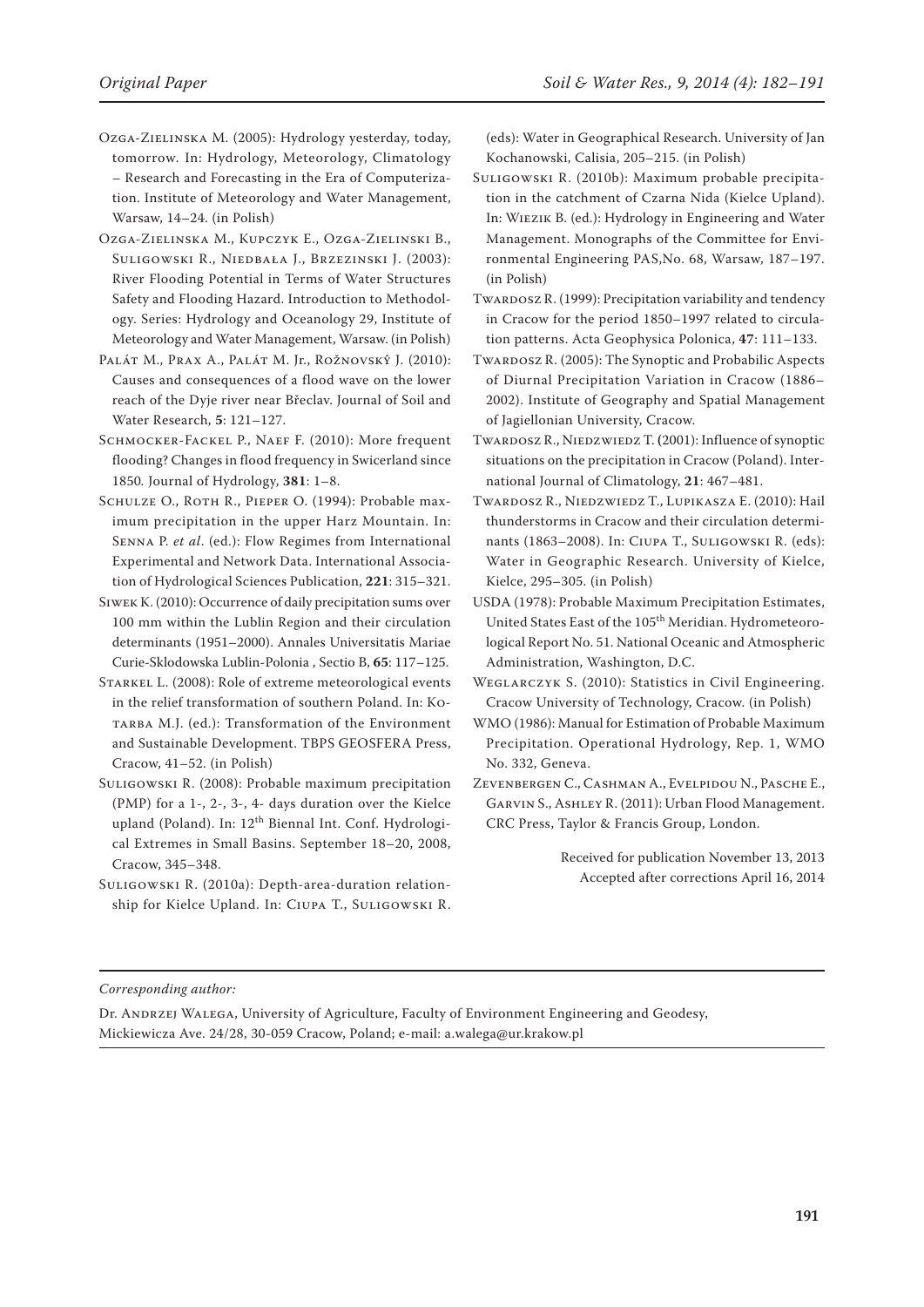Ozga-Zielinska M. (2005): Hydrology yesterday, today, tomorrow. In: Hydrology, Meteorology, Climatology – Research and Forecasting in the Era of Computerization. Institute of Meteorology and Water Management, Warsaw, 14–24. (in Polish)

Ozga-Zielinska M., Kupczyk E., Ozga-Zielinski B., Suligowski R., Niedbała J., Brzezinski J. (2003): River Flooding Potential in Terms of Water Structures Safety and Flooding Hazard. Introduction to Methodology. Series: Hydrology and Oceanology 29, Institute of Meteorology and Water Management, Warsaw. (in Polish)

Palát M., Prax A., Palát M. Jr., Rožnovský J. (2010): Causes and consequences of a flood wave on the lower reach of the Dyje river near Břeclav. Journal of Soil and Water Research, **5**: 121–127.

Schmocker-Fackel P., Naef F. (2010): More frequent flooding? Changes in flood frequency in Swicerland since 1850. Journal of Hydrology, **381**: 1–8.

Schulze O., Roth R., Pieper O. (1994): Probable maximum precipitation in the upper Harz Mountain. In: Senna P. *et al*. (ed.): Flow Regimes from International Experimental and Network Data. International Association of Hydrological Sciences Publication, **221**: 315–321.

Siwek K. (2010): Occurrence of daily precipitation sums over 100 mm within the Lublin Region and their circulation determinants (1951–2000). Annales Universitatis Mariae Curie-Sklodowska Lublin-Polonia , Sectio B, **65**: 117–125.

Starkel L. (2008): Role of extreme meteorological events in the relief transformation of southern Poland. In: Kotarba M.J. (ed.): Transformation of the Environment and Sustainable Development. TBPS GEOSFERA Press, Cracow, 41–52. (in Polish)

Suligowski R. (2008): Probable maximum precipitation (PMP) for a 1-, 2-, 3-, 4- days duration over the Kielce upland (Poland). In: 12th Biennal Int. Conf. Hydrological Extremes in Small Basins. September 18–20, 2008, Cracow, 345–348.

Suligowski R. (2010a): Depth-area-duration relationship for Kielce Upland. In: Ciupa T., Suligowski R. (eds): Water in Geographical Research. University of Jan Kochanowski, Calisia, 205–215. (in Polish)

Suligowski R. (2010b): Maximum probable precipitation in the catchment of Czarna Nida (Kielce Upland). In: Wiezik B. (ed.): Hydrology in Engineering and Water Management. Monographs of the Committee for Environmental Engineering PAS,No. 68, Warsaw, 187–197. (in Polish)

Twardosz R. (1999): Precipitation variability and tendency in Cracow for the period 1850–1997 related to circulation patterns. Acta Geophysica Polonica, **47**: 111–133.

Twardosz R. (2005): The Synoptic and Probabilic Aspects of Diurnal Precipitation Variation in Cracow (1886–2002). Institute of Geography and Spatial Management of Jagiellonian University, Cracow.

Twardosz R., Niedzwiedz T. (2001): Influence of synoptic situations on the precipitation in Cracow (Poland). International Journal of Climatology, **21**: 467–481.

Twardosz R., Niedzwiedz T., Lupikasza E. (2010): Hail thunderstorms in Cracow and their circulation determinants (1863–2008). In: Ciupa T., Suligowski R. (eds): Water in Geographic Research. University of Kielce, Kielce, 295–305. (in Polish)

USDA (1978): Probable Maximum Precipitation Estimates, United States East of the 105th Meridian. Hydrometeorological Report No. 51. National Oceanic and Atmospheric Administration, Washington, D.C.

Weglarczyk S. (2010): Statistics in Civil Engineering. Cracow University of Technology, Cracow. (in Polish)

WMO (1986): Manual for Estimation of Probable Maximum Precipitation. Operational Hydrology, Rep. 1, WMO No. 332, Geneva.

Zevenbergen C., Cashman A., Evelpidou N., Pasche E., Garvin S., Ashley R. (2011): Urban Flood Management. CRC Press, Taylor & Francis Group, London.

Received for publication November 13, 2013
Accepted after corrections April 16, 2014

*Corresponding author:*

Dr. Andrzej Walega, University of Agriculture, Faculty of Environment Engineering and Geodesy, Mickiewicza Ave. 24/28, 30-059 Cracow, Poland; e-mail: a.walega@ur.krakow.pl